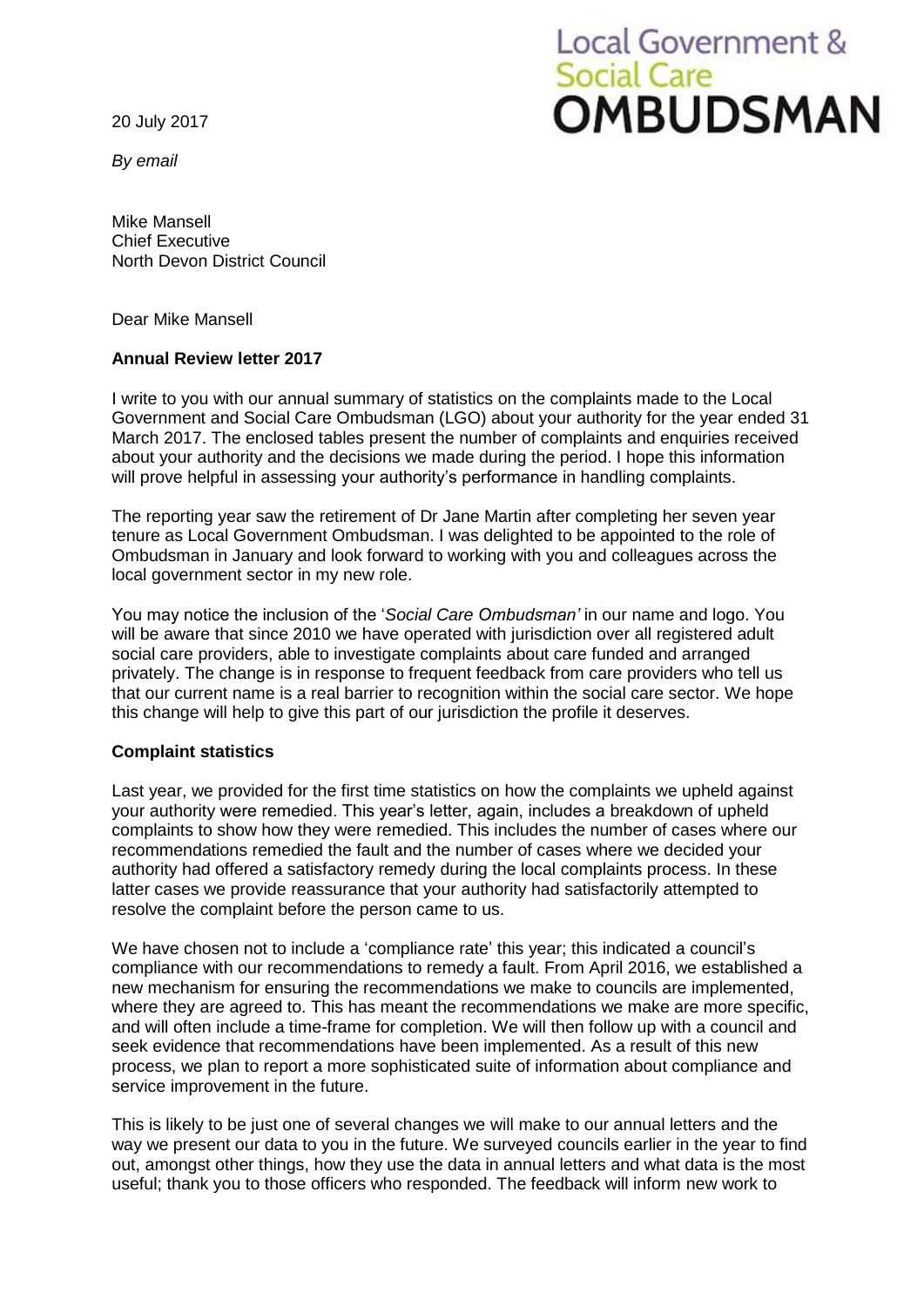Local Government & Social Care **OMBUDSMAN**

20 July 2017

*By email*

Mike Mansell
Chief Executive
North Devon District Council

Dear Mike Mansell

**Annual Review letter 2017**

I write to you with our annual summary of statistics on the complaints made to the Local Government and Social Care Ombudsman (LGO) about your authority for the year ended 31 March 2017. The enclosed tables present the number of complaints and enquiries received about your authority and the decisions we made during the period. I hope this information will prove helpful in assessing your authority's performance in handling complaints.

The reporting year saw the retirement of Dr Jane Martin after completing her seven year tenure as Local Government Ombudsman. I was delighted to be appointed to the role of Ombudsman in January and look forward to working with you and colleagues across the local government sector in my new role.

You may notice the inclusion of the '*Social Care Ombudsman'* in our name and logo. You will be aware that since 2010 we have operated with jurisdiction over all registered adult social care providers, able to investigate complaints about care funded and arranged privately. The change is in response to frequent feedback from care providers who tell us that our current name is a real barrier to recognition within the social care sector. We hope this change will help to give this part of our jurisdiction the profile it deserves.

**Complaint statistics**

Last year, we provided for the first time statistics on how the complaints we upheld against your authority were remedied. This year's letter, again, includes a breakdown of upheld complaints to show how they were remedied. This includes the number of cases where our recommendations remedied the fault and the number of cases where we decided your authority had offered a satisfactory remedy during the local complaints process. In these latter cases we provide reassurance that your authority had satisfactorily attempted to resolve the complaint before the person came to us.

We have chosen not to include a 'compliance rate' this year; this indicated a council's compliance with our recommendations to remedy a fault. From April 2016, we established a new mechanism for ensuring the recommendations we make to councils are implemented, where they are agreed to. This has meant the recommendations we make are more specific, and will often include a time-frame for completion. We will then follow up with a council and seek evidence that recommendations have been implemented. As a result of this new process, we plan to report a more sophisticated suite of information about compliance and service improvement in the future.

This is likely to be just one of several changes we will make to our annual letters and the way we present our data to you in the future. We surveyed councils earlier in the year to find out, amongst other things, how they use the data in annual letters and what data is the most useful; thank you to those officers who responded. The feedback will inform new work to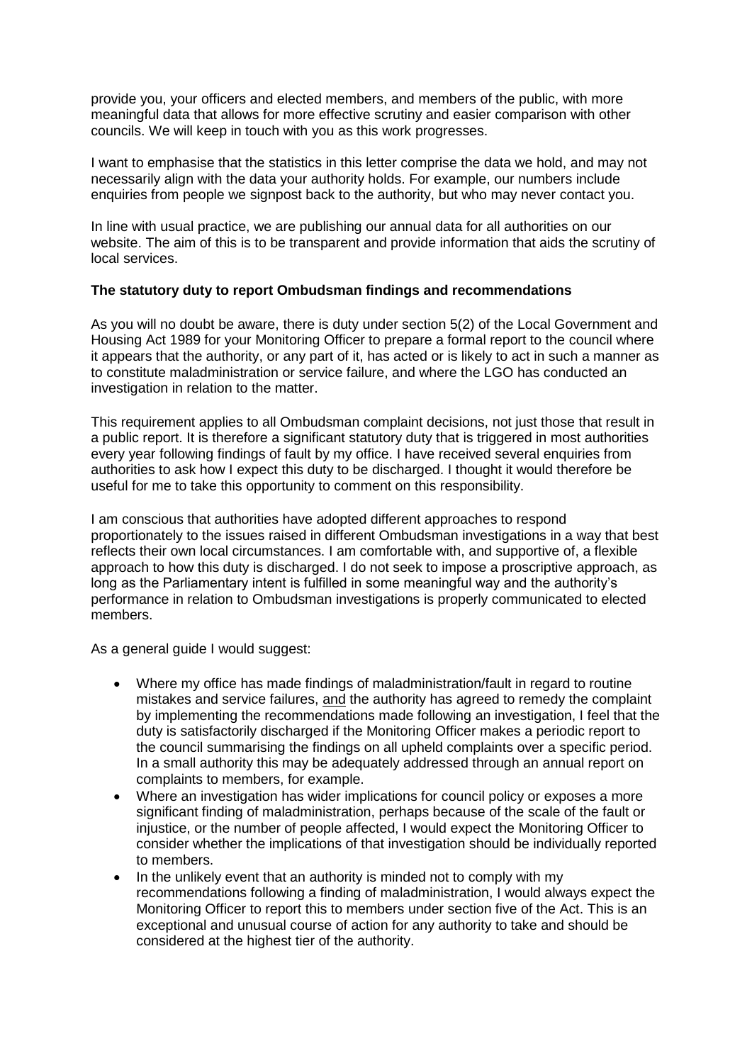provide you, your officers and elected members, and members of the public, with more meaningful data that allows for more effective scrutiny and easier comparison with other councils. We will keep in touch with you as this work progresses.

I want to emphasise that the statistics in this letter comprise the data we hold, and may not necessarily align with the data your authority holds. For example, our numbers include enquiries from people we signpost back to the authority, but who may never contact you.

In line with usual practice, we are publishing our annual data for all authorities on our website. The aim of this is to be transparent and provide information that aids the scrutiny of local services.

**The statutory duty to report Ombudsman findings and recommendations**

As you will no doubt be aware, there is duty under section 5(2) of the Local Government and Housing Act 1989 for your Monitoring Officer to prepare a formal report to the council where it appears that the authority, or any part of it, has acted or is likely to act in such a manner as to constitute maladministration or service failure, and where the LGO has conducted an investigation in relation to the matter.

This requirement applies to all Ombudsman complaint decisions, not just those that result in a public report. It is therefore a significant statutory duty that is triggered in most authorities every year following findings of fault by my office. I have received several enquiries from authorities to ask how I expect this duty to be discharged. I thought it would therefore be useful for me to take this opportunity to comment on this responsibility.

I am conscious that authorities have adopted different approaches to respond proportionately to the issues raised in different Ombudsman investigations in a way that best reflects their own local circumstances. I am comfortable with, and supportive of, a flexible approach to how this duty is discharged. I do not seek to impose a proscriptive approach, as long as the Parliamentary intent is fulfilled in some meaningful way and the authority's performance in relation to Ombudsman investigations is properly communicated to elected members.

As a general guide I would suggest:

- Where my office has made findings of maladministration/fault in regard to routine mistakes and service failures, and the authority has agreed to remedy the complaint by implementing the recommendations made following an investigation, I feel that the duty is satisfactorily discharged if the Monitoring Officer makes a periodic report to the council summarising the findings on all upheld complaints over a specific period. In a small authority this may be adequately addressed through an annual report on complaints to members, for example.
- Where an investigation has wider implications for council policy or exposes a more significant finding of maladministration, perhaps because of the scale of the fault or injustice, or the number of people affected, I would expect the Monitoring Officer to consider whether the implications of that investigation should be individually reported to members.
- In the unlikely event that an authority is minded not to comply with my recommendations following a finding of maladministration, I would always expect the Monitoring Officer to report this to members under section five of the Act. This is an exceptional and unusual course of action for any authority to take and should be considered at the highest tier of the authority.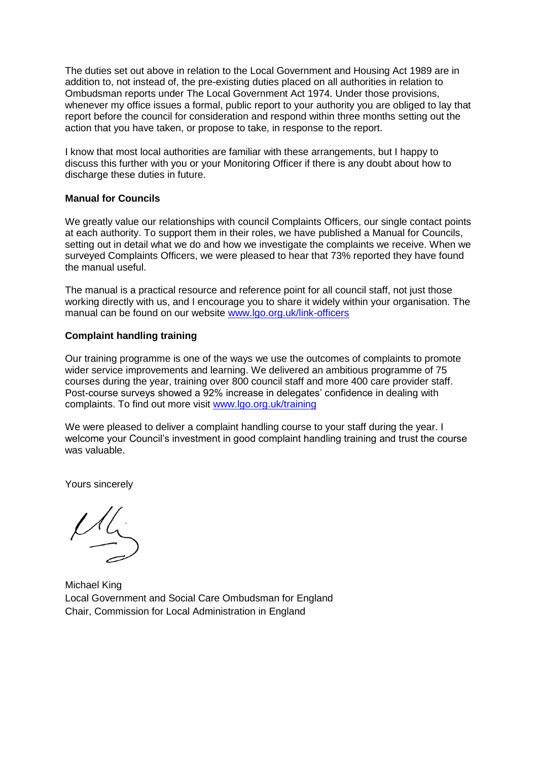The duties set out above in relation to the Local Government and Housing Act 1989 are in addition to, not instead of, the pre-existing duties placed on all authorities in relation to Ombudsman reports under The Local Government Act 1974. Under those provisions, whenever my office issues a formal, public report to your authority you are obliged to lay that report before the council for consideration and respond within three months setting out the action that you have taken, or propose to take, in response to the report.

I know that most local authorities are familiar with these arrangements, but I happy to discuss this further with you or your Monitoring Officer if there is any doubt about how to discharge these duties in future.

**Manual for Councils**

We greatly value our relationships with council Complaints Officers, our single contact points at each authority. To support them in their roles, we have published a Manual for Councils, setting out in detail what we do and how we investigate the complaints we receive. When we surveyed Complaints Officers, we were pleased to hear that 73% reported they have found the manual useful.

The manual is a practical resource and reference point for all council staff, not just those working directly with us, and I encourage you to share it widely within your organisation. The manual can be found on our website [www.lgo.org.uk/link-officers](www.lgo.org.uk/link-officers)

**Complaint handling training**

Our training programme is one of the ways we use the outcomes of complaints to promote wider service improvements and learning. We delivered an ambitious programme of 75 courses during the year, training over 800 council staff and more 400 care provider staff. Post-course surveys showed a 92% increase in delegates' confidence in dealing with complaints. To find out more visit [www.lgo.org.uk/training](www.lgo.org.uk/training)

We were pleased to deliver a complaint handling course to your staff during the year. I welcome your Council's investment in good complaint handling training and trust the course was valuable.

Yours sincerely

Michael King
Local Government and Social Care Ombudsman for England
Chair, Commission for Local Administration in England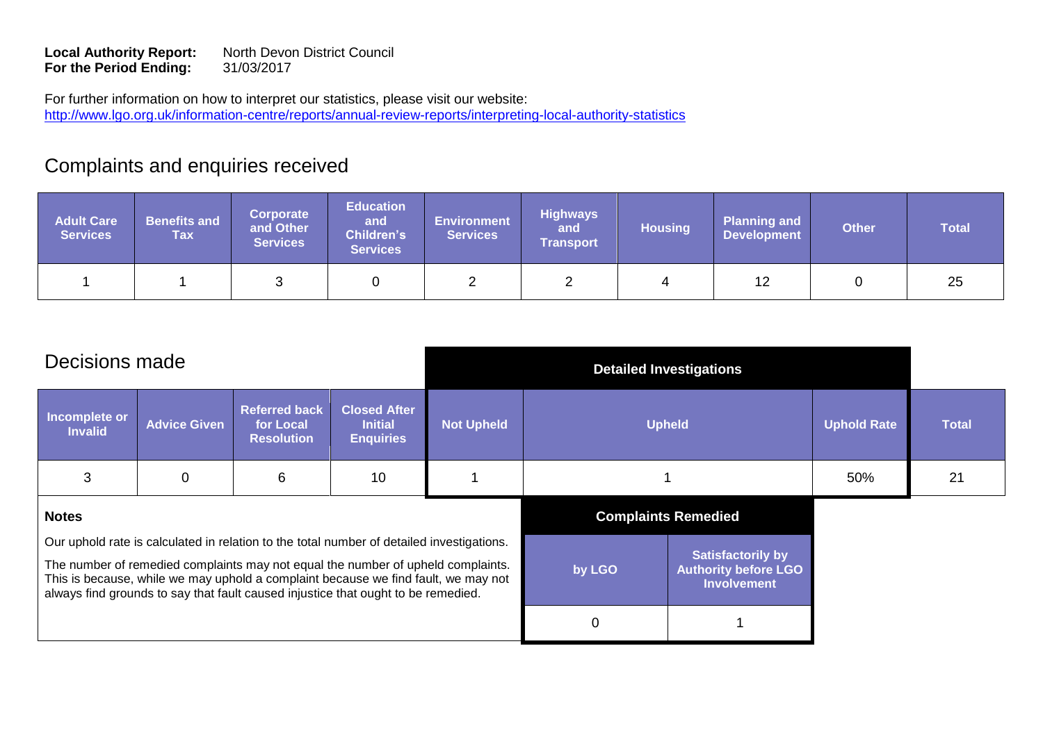**Local Authority Report:** North Devon District Council
**For the Period Ending:** 31/03/2017

For further information on how to interpret our statistics, please visit our website:
http://www.lgo.org.uk/information-centre/reports/annual-review-reports/interpreting-local-authority-statistics

## Complaints and enquiries received

| Adult Care Services | Benefits and Tax | Corporate and Other Services | Education and Children's Services | Environment Services | Highways and Transport | Housing | Planning and Development | Other | Total |
|---|---|---|---|---|---|---|---|---|---|
| 1 | 1 | 3 | 0 | 2 | 2 | 4 | 12 | 0 | 25 |

## Decisions made

| | | | | Detailed Investigations | | | |
|---|---|---|---|---|---|---|---|
| Incomplete or Invalid | Advice Given | Referred back for Local Resolution | Closed After Initial Enquiries | Not Upheld | Upheld | Uphold Rate | Total |
| 3 | 0 | 6 | 10 | 1 | 1 | 50% | 21 |

**Notes**

Our uphold rate is calculated in relation to the total number of detailed investigations.

The number of remedied complaints may not equal the number of upheld complaints. This is because, while we may uphold a complaint because we find fault, we may not always find grounds to say that fault caused injustice that ought to be remedied.

| Complaints Remedied | |
|---|---|
| by LGO | Satisfactorily by Authority before LGO Involvement |
| 0 | 1 |